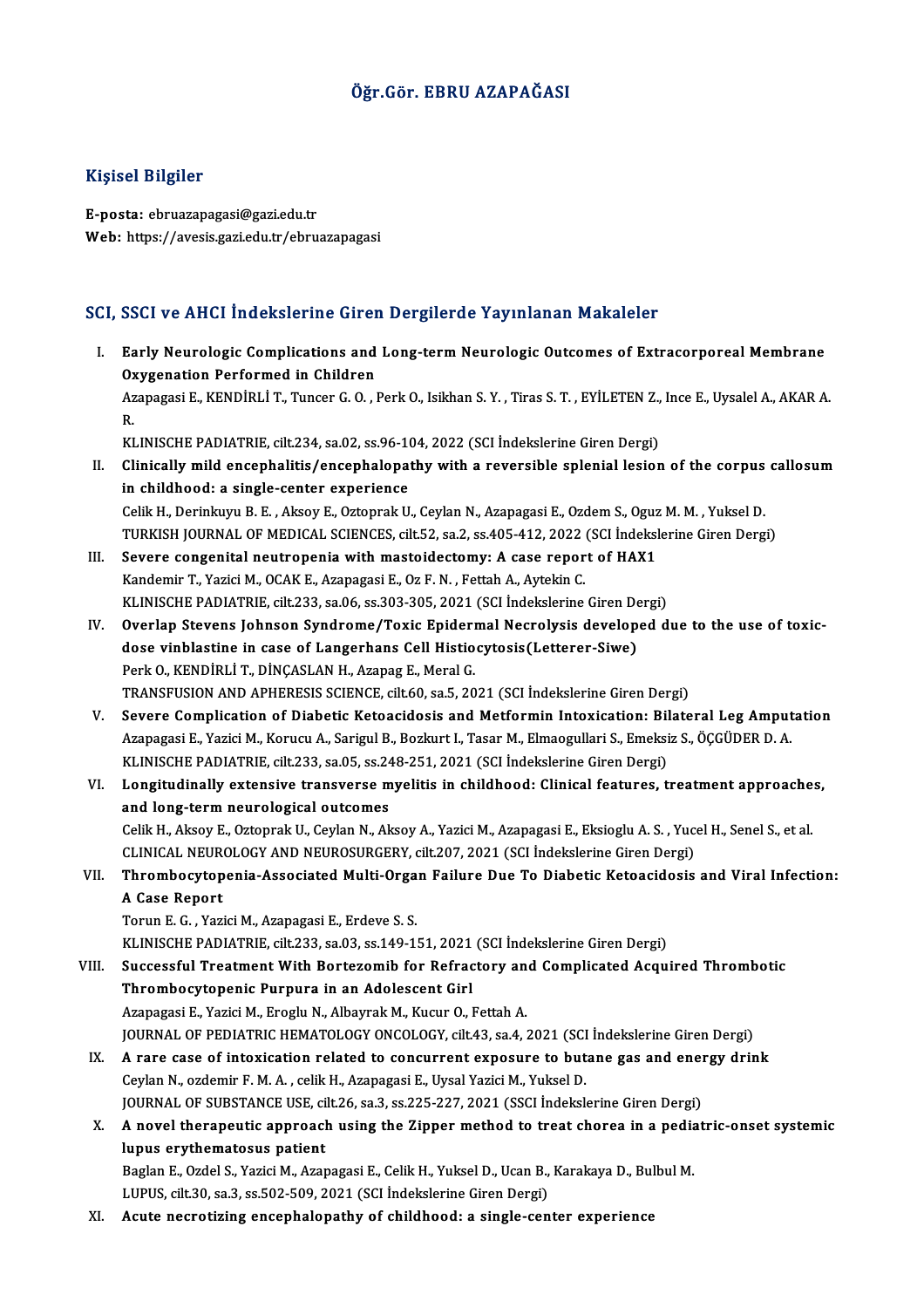# Öğr.Gör. EBRU AZAPAĞASI

## Kişisel Bilgiler

**E-posta:** ebruazapagasi@gazi.edu.tr
**Web:** https://avesis.gazi.edu.tr/ebruazapagasi

## SCI, SSCI ve AHCI İndekslerine Giren Dergilerde Yayınlanan Makaleler

I. **Early Neurologic Complications and Long-term Neurologic Outcomes of Extracorporeal Membrane Oxygenation Performed in Children**
Azapagasi E., KENDİRLİ T., Tuncer G. O. , Perk O., Isikhan S. Y. , Tiras S. T. , EYİLETEN Z., Ince E., Uysalel A., AKAR A. R.
KLINISCHE PADIATRIE, cilt.234, sa.02, ss.96-104, 2022 (SCI İndekslerine Giren Dergi)

II. **Clinically mild encephalitis/encephalopathy with a reversible splenial lesion of the corpus callosum in childhood: a single-center experience**
Celik H., Derinkuyu B. E. , Aksoy E., Oztoprak U., Ceylan N., Azapagasi E., Ozdem S., Oguz M. M. , Yuksel D.
TURKISH JOURNAL OF MEDICAL SCIENCES, cilt.52, sa.2, ss.405-412, 2022 (SCI İndekslerine Giren Dergi)

III. **Severe congenital neutropenia with mastoidectomy: A case report of HAX1**
Kandemir T., Yazici M., OCAK E., Azapagasi E., Oz F. N. , Fettah A., Aytekin C.
KLINISCHE PADIATRIE, cilt.233, sa.06, ss.303-305, 2021 (SCI İndekslerine Giren Dergi)

IV. **Overlap Stevens Johnson Syndrome/Toxic Epidermal Necrolysis developed due to the use of toxic-dose vinblastine in case of Langerhans Cell Histiocytosis(Letterer-Siwe)**
Perk O., KENDİRLİ T., DİNÇASLAN H., Azapag E., Meral G.
TRANSFUSION AND APHERESIS SCIENCE, cilt.60, sa.5, 2021 (SCI İndekslerine Giren Dergi)

V. **Severe Complication of Diabetic Ketoacidosis and Metformin Intoxication: Bilateral Leg Amputation**
Azapagasi E., Yazici M., Korucu A., Sarigul B., Bozkurt I., Tasar M., Elmaogullari S., Emeksiz S., ÖÇGÜDER D. A.
KLINISCHE PADIATRIE, cilt.233, sa.05, ss.248-251, 2021 (SCI İndekslerine Giren Dergi)

VI. **Longitudinally extensive transverse myelitis in childhood: Clinical features, treatment approaches, and long-term neurological outcomes**
Celik H., Aksoy E., Oztoprak U., Ceylan N., Aksoy A., Yazici M., Azapagasi E., Eksioglu A. S. , Yucel H., Senel S., et al.
CLINICAL NEUROLOGY AND NEUROSURGERY, cilt.207, 2021 (SCI İndekslerine Giren Dergi)

VII. **Thrombocytopenia-Associated Multi-Organ Failure Due To Diabetic Ketoacidosis and Viral Infection: A Case Report**
Torun E. G. , Yazici M., Azapagasi E., Erdeve S. S.
KLINISCHE PADIATRIE, cilt.233, sa.03, ss.149-151, 2021 (SCI İndekslerine Giren Dergi)

VIII. **Successful Treatment With Bortezomib for Refractory and Complicated Acquired Thrombotic Thrombocytopenic Purpura in an Adolescent Girl**
Azapagasi E., Yazici M., Eroglu N., Albayrak M., Kucur O., Fettah A.
JOURNAL OF PEDIATRIC HEMATOLOGY ONCOLOGY, cilt.43, sa.4, 2021 (SCI İndekslerine Giren Dergi)

IX. **A rare case of intoxication related to concurrent exposure to butane gas and energy drink**
Ceylan N., ozdemir F. M. A. , celik H., Azapagasi E., Uysal Yazici M., Yuksel D.
JOURNAL OF SUBSTANCE USE, cilt.26, sa.3, ss.225-227, 2021 (SSCI İndekslerine Giren Dergi)

X. **A novel therapeutic approach using the Zipper method to treat chorea in a pediatric-onset systemic lupus erythematosus patient**
Baglan E., Ozdel S., Yazici M., Azapagasi E., Celik H., Yuksel D., Ucan B., Karakaya D., Bulbul M.
LUPUS, cilt.30, sa.3, ss.502-509, 2021 (SCI İndekslerine Giren Dergi)

XI. **Acute necrotizing encephalopathy of childhood: a single-center experience**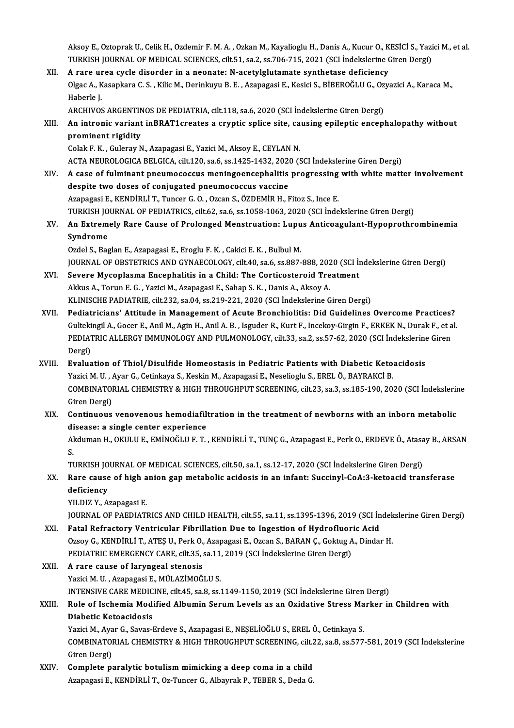Aksoy E., Oztoprak U., Celik H., Ozdemir F. M. A. , Ozkan M., Kayalioglu H., Danis A., Kucur O., KESİCİ S., Yazici M., et al.
TURKISH JOURNAL OF MEDICAL SCIENCES, cilt.51, sa.2, ss.706-715, 2021 (SCI İndekslerine Giren Dergi)

XII. **A rare urea cycle disorder in a neonate: N-acetylglutamate synthetase deficiency**
Olgac A., Kasapkara C. S. , Kilic M., Derinkuyu B. E. , Azapagasi E., Kesici S., BİBEROĞLU G., Ozyazici A., Karaca M., Haberle J.
ARCHIVOS ARGENTINOS DE PEDIATRIA, cilt.118, sa.6, 2020 (SCI İndekslerine Giren Dergi)

XIII. **An intronic variant inBRAT1creates a cryptic splice site, causing epileptic encephalopathy without prominent rigidity**
Colak F. K. , Guleray N., Azapagasi E., Yazici M., Aksoy E., CEYLAN N.
ACTA NEUROLOGICA BELGICA, cilt.120, sa.6, ss.1425-1432, 2020 (SCI İndekslerine Giren Dergi)

XIV. **A case of fulminant pneumococcus meningoencephalitis progressing with white matter involvement despite two doses of conjugated pneumococcus vaccine**
Azapagasi E., KENDİRLİ T., Tuncer G. O. , Ozcan S., ÖZDEMİR H., Fitoz S., Ince E.
TURKISH JOURNAL OF PEDIATRICS, cilt.62, sa.6, ss.1058-1063, 2020 (SCI İndekslerine Giren Dergi)

XV. **An Extremely Rare Cause of Prolonged Menstruation: Lupus Anticoagulant-Hypoprothrombinemia Syndrome**
Ozdel S., Baglan E., Azapagasi E., Eroglu F. K. , Cakici E. K. , Bulbul M.
JOURNAL OF OBSTETRICS AND GYNAECOLOGY, cilt.40, sa.6, ss.887-888, 2020 (SCI İndekslerine Giren Dergi)

XVI. **Severe Mycoplasma Encephalitis in a Child: The Corticosteroid Treatment**
Akkus A., Torun E. G. , Yazici M., Azapagasi E., Sahap S. K. , Danis A., Aksoy A.
KLINISCHE PADIATRIE, cilt.232, sa.04, ss.219-221, 2020 (SCI İndekslerine Giren Dergi)

XVII. **Pediatricians' Attitude in Management of Acute Bronchiolitis: Did Guidelines Overcome Practices?**
Gultekingil A., Gocer E., Anil M., Agin H., Anil A. B. , Isguder R., Kurt F., Incekoy-Girgin F., ERKEK N., Durak F., et al.
PEDIATRIC ALLERGY IMMUNOLOGY AND PULMONOLOGY, cilt.33, sa.2, ss.57-62, 2020 (SCI İndekslerine Giren Dergi)

XVIII. **Evaluation of Thiol/Disulfide Homeostasis in Pediatric Patients with Diabetic Ketoacidosis**
Yazici M. U. , Ayar G., Cetinkaya S., Keskin M., Azapagasi E., Neselioglu S., EREL Ö., BAYRAKCİ B.
COMBINATORIAL CHEMISTRY & HIGH THROUGHPUT SCREENING, cilt.23, sa.3, ss.185-190, 2020 (SCI İndekslerine Giren Dergi)

XIX. **Continuous venovenous hemodiafiltration in the treatment of newborns with an inborn metabolic disease: a single center experience**
Akduman H., OKULU E., EMİNOĞLU F. T. , KENDİRLİ T., TUNÇ G., Azapagasi E., Perk O., ERDEVE Ö., Atasay B., ARSAN S.
TURKISH JOURNAL OF MEDICAL SCIENCES, cilt.50, sa.1, ss.12-17, 2020 (SCI İndekslerine Giren Dergi)

XX. **Rare cause of high anion gap metabolic acidosis in an infant: Succinyl-CoA:3-ketoacid transferase deficiency**
YILDIZ Y., Azapagasi E.
JOURNAL OF PAEDIATRICS AND CHILD HEALTH, cilt.55, sa.11, ss.1395-1396, 2019 (SCI İndekslerine Giren Dergi)

XXI. **Fatal Refractory Ventricular Fibrillation Due to Ingestion of Hydrofluoric Acid**
Ozsoy G., KENDİRLİ T., ATEŞ U., Perk O., Azapagasi E., Ozcan S., BARAN Ç., Goktug A., Dindar H.
PEDIATRIC EMERGENCY CARE, cilt.35, sa.11, 2019 (SCI İndekslerine Giren Dergi)

XXII. **A rare cause of laryngeal stenosis**
Yazici M. U. , Azapagasi E., MÜLAZİMOĞLU S.
INTENSIVE CARE MEDICINE, cilt.45, sa.8, ss.1149-1150, 2019 (SCI İndekslerine Giren Dergi)

XXIII. **Role of Ischemia Modified Albumin Serum Levels as an Oxidative Stress Marker in Children with Diabetic Ketoacidosis**
Yazici M., Ayar G., Savas-Erdeve S., Azapagasi E., NEŞELİOĞLU S., EREL Ö., Cetinkaya S.
COMBINATORIAL CHEMISTRY & HIGH THROUGHPUT SCREENING, cilt.22, sa.8, ss.577-581, 2019 (SCI İndekslerine Giren Dergi)

XXIV. **Complete paralytic botulism mimicking a deep coma in a child**
Azapagasi E., KENDİRLİ T., Oz-Tuncer G., Albayrak P., TEBER S., Deda G.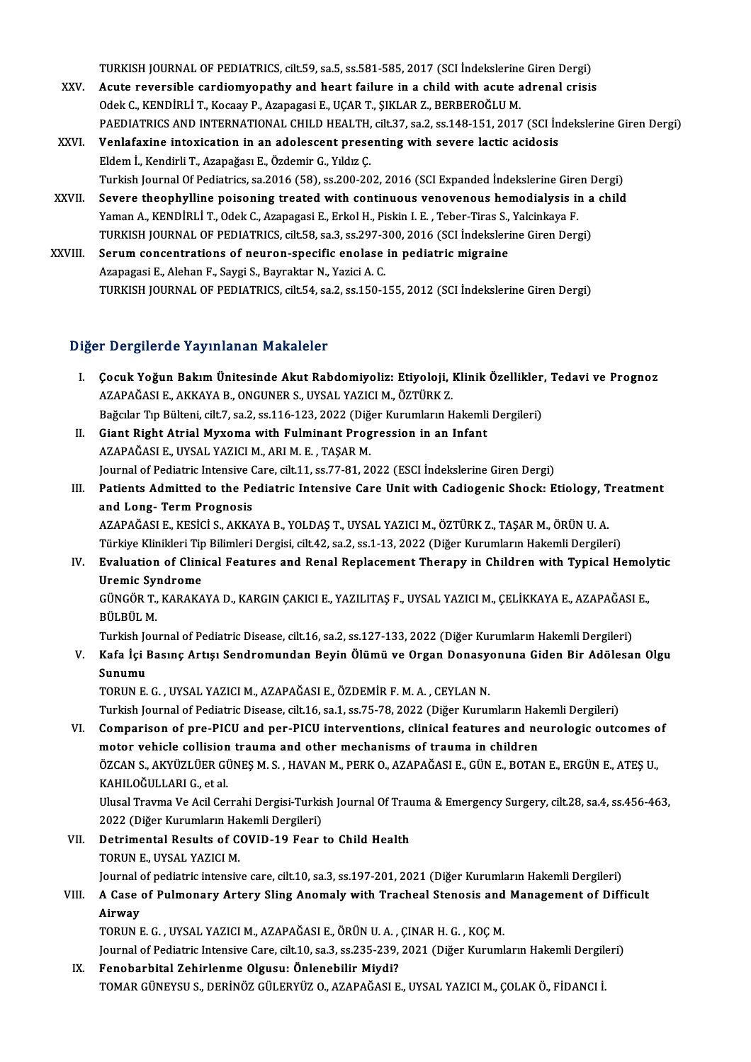TURKISH JOURNAL OF PEDIATRICS, cilt.59, sa.5, ss.581-585, 2017 (SCI İndekslerine Giren Dergi)

XXV. **Acute reversible cardiomyopathy and heart failure in a child with acute adrenal crisis**
Odek C., KENDİRLİ T., Kocaay P., Azapagasi E., UÇAR T., ŞIKLAR Z., BERBEROĞLU M.
PAEDIATRICS AND INTERNATIONAL CHILD HEALTH, cilt.37, sa.2, ss.148-151, 2017 (SCI İndekslerine Giren Dergi)

XXVI. **Venlafaxine intoxication in an adolescent presenting with severe lactic acidosis**
Eldem İ., Kendirli T., Azapağası E., Özdemir G., Yıldız Ç.
Turkish Journal Of Pediatrics, sa.2016 (58), ss.200-202, 2016 (SCI Expanded İndekslerine Giren Dergi)

XXVII. **Severe theophylline poisoning treated with continuous venovenous hemodialysis in a child**
Yaman A., KENDİRLİ T., Odek C., Azapagasi E., Erkol H., Piskin I. E. , Teber-Tiras S., Yalcinkaya F.
TURKISH JOURNAL OF PEDIATRICS, cilt.58, sa.3, ss.297-300, 2016 (SCI İndekslerine Giren Dergi)

XXVIII. **Serum concentrations of neuron-specific enolase in pediatric migraine**
Azapagasi E., Alehan F., Saygi S., Bayraktar N., Yazici A. C.
TURKISH JOURNAL OF PEDIATRICS, cilt.54, sa.2, ss.150-155, 2012 (SCI İndekslerine Giren Dergi)

## Diğer Dergilerde Yayınlanan Makaleler

I. **Çocuk Yoğun Bakım Ünitesinde Akut Rabdomiyoliz: Etiyoloji, Klinik Özellikler, Tedavi ve Prognoz**
AZAPAĞASI E., AKKAYA B., ONGUNER S., UYSAL YAZICI M., ÖZTÜRK Z.
Bağcılar Tıp Bülteni, cilt.7, sa.2, ss.116-123, 2022 (Diğer Kurumların Hakemli Dergileri)

II. **Giant Right Atrial Myxoma with Fulminant Progression in an Infant**
AZAPAĞASI E., UYSAL YAZICI M., ARI M. E. , TAŞAR M.
Journal of Pediatric Intensive Care, cilt.11, ss.77-81, 2022 (ESCI İndekslerine Giren Dergi)

III. **Patients Admitted to the Pediatric Intensive Care Unit with Cadiogenic Shock: Etiology, Treatment and Long- Term Prognosis**
AZAPAĞASI E., KESİCİ S., AKKAYA B., YOLDAŞ T., UYSAL YAZICI M., ÖZTÜRK Z., TAŞAR M., ÖRÜN U. A.
Türkiye Klinikleri Tip Bilimleri Dergisi, cilt.42, sa.2, ss.1-13, 2022 (Diğer Kurumların Hakemli Dergileri)

IV. **Evaluation of Clinical Features and Renal Replacement Therapy in Children with Typical Hemolytic Uremic Syndrome**
GÜNGÖR T., KARAKAYA D., KARGIN ÇAKICI E., YAZILITAŞ F., UYSAL YAZICI M., ÇELİKKAYA E., AZAPAĞASI E., BÜLBÜL M.
Turkish Journal of Pediatric Disease, cilt.16, sa.2, ss.127-133, 2022 (Diğer Kurumların Hakemli Dergileri)

V. **Kafa İçi Basınç Artışı Sendromundan Beyin Ölümü ve Organ Donasyonuna Giden Bir Adölesan Olgu Sunumu**
TORUN E. G. , UYSAL YAZICI M., AZAPAĞASI E., ÖZDEMİR F. M. A. , CEYLAN N.
Turkish Journal of Pediatric Disease, cilt.16, sa.1, ss.75-78, 2022 (Diğer Kurumların Hakemli Dergileri)

VI. **Comparison of pre-PICU and per-PICU interventions, clinical features and neurologic outcomes of motor vehicle collision trauma and other mechanisms of trauma in children**
ÖZCAN S., AKYÜZLÜER GÜNEŞ M. S. , HAVAN M., PERK O., AZAPAĞASI E., GÜN E., BOTAN E., ERGÜN E., ATEŞ U., KAHILOĞULLARI G., et al.
Ulusal Travma Ve Acil Cerrahi Dergisi-Turkish Journal Of Trauma & Emergency Surgery, cilt.28, sa.4, ss.456-463, 2022 (Diğer Kurumların Hakemli Dergileri)

VII. **Detrimental Results of COVID-19 Fear to Child Health**
TORUN E., UYSAL YAZICI M.
Journal of pediatric intensive care, cilt.10, sa.3, ss.197-201, 2021 (Diğer Kurumların Hakemli Dergileri)

VIII. **A Case of Pulmonary Artery Sling Anomaly with Tracheal Stenosis and Management of Difficult Airway**
TORUN E. G. , UYSAL YAZICI M., AZAPAĞASI E., ÖRÜN U. A. , ÇINAR H. G. , KOÇ M.
Journal of Pediatric Intensive Care, cilt.10, sa.3, ss.235-239, 2021 (Diğer Kurumların Hakemli Dergileri)

IX. **Fenobarbital Zehirlenme Olgusu: Önlenebilir Miydi?**
TOMAR GÜNEYSU S., DERİNÖZ GÜLERYÜZ O., AZAPAĞASI E., UYSAL YAZICI M., ÇOLAK Ö., FİDANCI İ.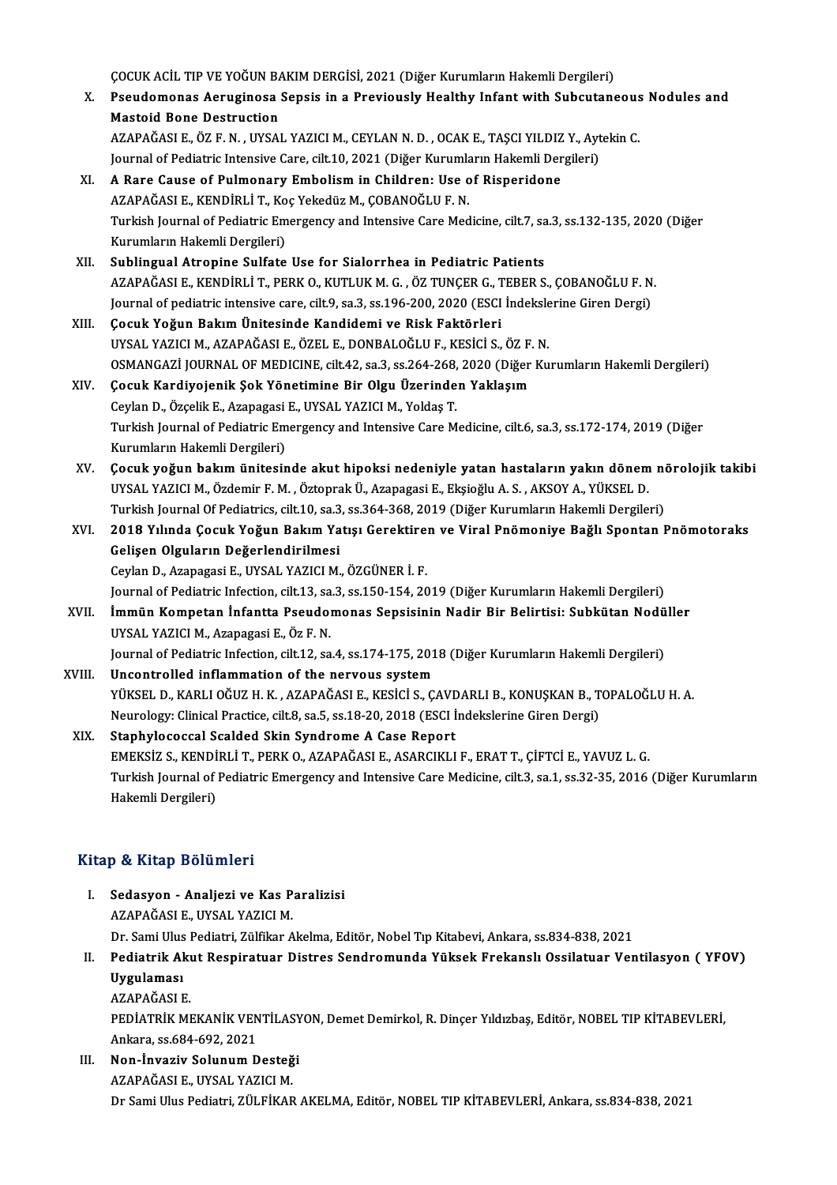ÇOCUK ACİL TIP VE YOĞUN BAKIM DERGİSİ, 2021 (Diğer Kurumların Hakemli Dergileri)

X. **Pseudomonas Aeruginosa Sepsis in a Previously Healthy Infant with Subcutaneous Nodules and Mastoid Bone Destruction**
AZAPAĞASI E., ÖZ F. N. , UYSAL YAZICI M., CEYLAN N. D. , OCAK E., TAŞCI YILDIZ Y., Aytekin C.
Journal of Pediatric Intensive Care, cilt.10, 2021 (Diğer Kurumların Hakemli Dergileri)

XI. **A Rare Cause of Pulmonary Embolism in Children: Use of Risperidone**
AZAPAĞASI E., KENDİRLİ T., Koç Yekedüz M., ÇOBANOĞLU F. N.
Turkish Journal of Pediatric Emergency and Intensive Care Medicine, cilt.7, sa.3, ss.132-135, 2020 (Diğer Kurumların Hakemli Dergileri)

XII. **Sublingual Atropine Sulfate Use for Sialorrhea in Pediatric Patients**
AZAPAĞASI E., KENDİRLİ T., PERK O., KUTLUK M. G. , ÖZ TUNÇER G., TEBER S., ÇOBANOĞLU F. N.
Journal of pediatric intensive care, cilt.9, sa.3, ss.196-200, 2020 (ESCI İndekslerine Giren Dergi)

XIII. **Çocuk Yoğun Bakım Ünitesinde Kandidemi ve Risk Faktörleri**
UYSAL YAZICI M., AZAPAĞASI E., ÖZEL E., DONBALOĞLU F., KESİCİ S., ÖZ F. N.
OSMANGAZİ JOURNAL OF MEDICINE, cilt.42, sa.3, ss.264-268, 2020 (Diğer Kurumların Hakemli Dergileri)

XIV. **Çocuk Kardiyojenik Şok Yönetimine Bir Olgu Üzerinden Yaklaşım**
Ceylan D., Özçelik E., Azapagasi E., UYSAL YAZICI M., Yoldaş T.
Turkish Journal of Pediatric Emergency and Intensive Care Medicine, cilt.6, sa.3, ss.172-174, 2019 (Diğer Kurumların Hakemli Dergileri)

XV. **Çocuk yoğun bakım ünitesinde akut hipoksi nedeniyle yatan hastaların yakın dönem nörolojik takibi**
UYSAL YAZICI M., Özdemir F. M. , Öztoprak Ü., Azapagasi E., Ekşioğlu A. S. , AKSOY A., YÜKSEL D.
Turkish Journal Of Pediatrics, cilt.10, sa.3, ss.364-368, 2019 (Diğer Kurumların Hakemli Dergileri)

XVI. **2018 Yılında Çocuk Yoğun Bakım Yatışı Gerektiren ve Viral Pnömoniye Bağlı Spontan Pnömotoraks Gelişen Olguların Değerlendirilmesi**
Ceylan D., Azapagasi E., UYSAL YAZICI M., ÖZGÜNER İ. F.
Journal of Pediatric Infection, cilt.13, sa.3, ss.150-154, 2019 (Diğer Kurumların Hakemli Dergileri)

XVII. **İmmün Kompetan İnfantta Pseudomonas Sepsisinin Nadir Bir Belirtisi: Subkütan Nodüller**
UYSAL YAZICI M., Azapagasi E., Öz F. N.
Journal of Pediatric Infection, cilt.12, sa.4, ss.174-175, 2018 (Diğer Kurumların Hakemli Dergileri)

XVIII. **Uncontrolled inflammation of the nervous system**
YÜKSEL D., KARLI OĞUZ H. K. , AZAPAĞASI E., KESİCİ S., ÇAVDARLI B., KONUŞKAN B., TOPALOĞLU H. A.
Neurology: Clinical Practice, cilt.8, sa.5, ss.18-20, 2018 (ESCI İndekslerine Giren Dergi)

XIX. **Staphylococcal Scalded Skin Syndrome A Case Report**
EMEKSİZ S., KENDİRLİ T., PERK O., AZAPAĞASI E., ASARCIKLI F., ERAT T., ÇİFTCİ E., YAVUZ L. G.
Turkish Journal of Pediatric Emergency and Intensive Care Medicine, cilt.3, sa.1, ss.32-35, 2016 (Diğer Kurumların Hakemli Dergileri)

## Kitap & Kitap Bölümleri

I. **Sedasyon - Analjezi ve Kas Paralizisi**
AZAPAĞASI E., UYSAL YAZICI M.
Dr. Sami Ulus Pediatri, Zülfikar Akelma, Editör, Nobel Tıp Kitabevi, Ankara, ss.834-838, 2021

II. **Pediatrik Akut Respiratuar Distres Sendromunda Yüksek Frekanslı Ossilatuar Ventilasyon ( YFOV) Uygulaması**
AZAPAĞASI E.
PEDİATRİK MEKANİK VENTİLASYON, Demet Demirkol, R. Dinçer Yıldızbaş, Editör, NOBEL TIP KİTABEVLERİ, Ankara, ss.684-692, 2021

III. **Non-İnvaziv Solunum Desteği**
AZAPAĞASI E., UYSAL YAZICI M.
Dr Sami Ulus Pediatri, ZÜLFİKAR AKELMA, Editör, NOBEL TIP KİTABEVLERİ, Ankara, ss.834-838, 2021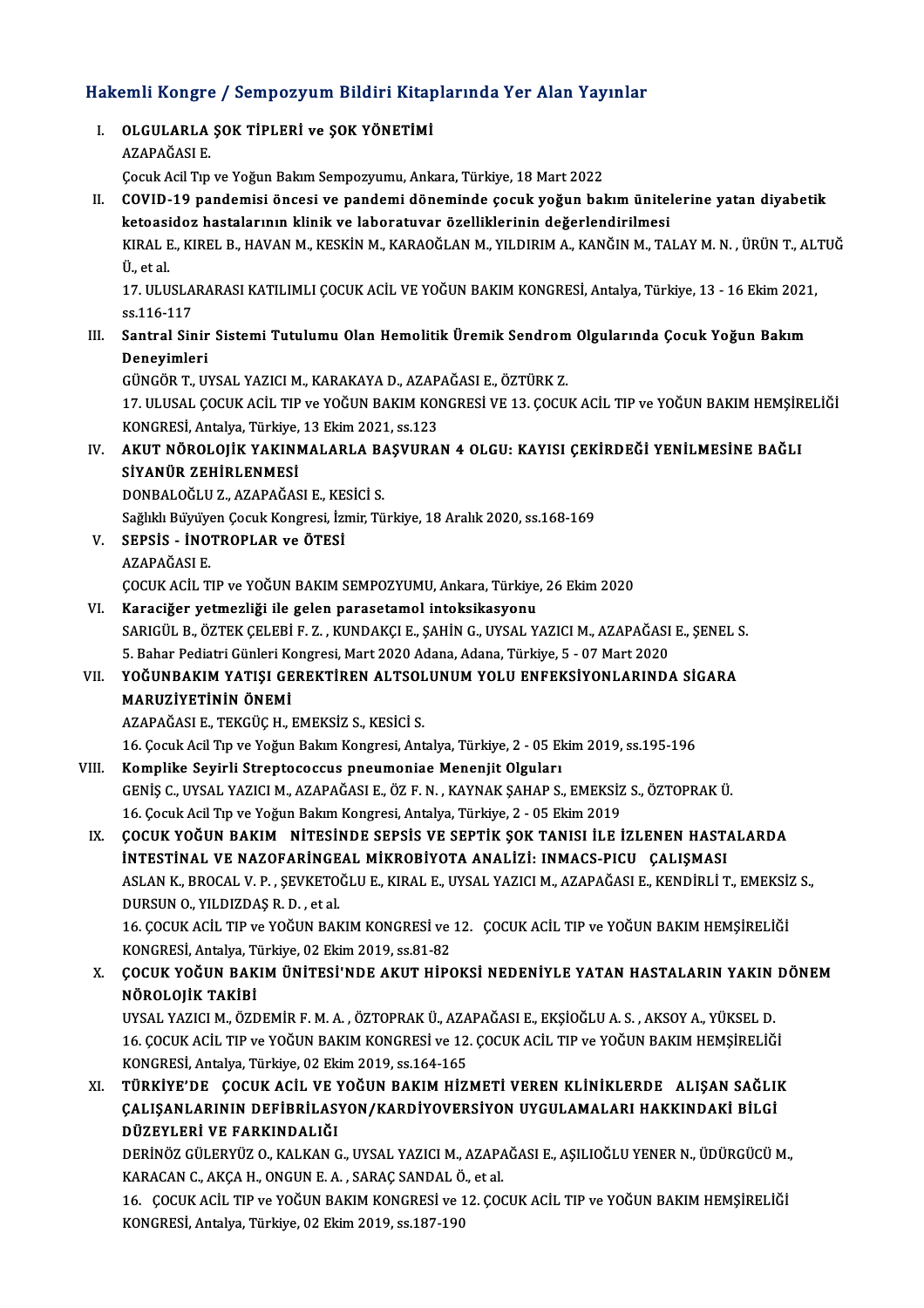## Hakemli Kongre / Sempozyum Bildiri Kitaplarında Yer Alan Yayınlar

I. **OLGULARLA ŞOK TİPLERİ ve ŞOK YÖNETİMİ**
   AZAPAĞASI E.
   Çocuk Acil Tıp ve Yoğun Bakım Sempozyumu, Ankara, Türkiye, 18 Mart 2022

II. **COVID-19 pandemisi öncesi ve pandemi döneminde çocuk yoğun bakım ünitelerine yatan diyabetik ketoasidoz hastalarının klinik ve laboratuvar özelliklerinin değerlendirilmesi**
   KIRAL E., KIREL B., HAVAN M., KESKİN M., KARAOĞLAN M., YILDIRIM A., KANĞIN M., TALAY M. N. , ÜRÜN T., ALTUĞ Ü., et al.
   17. ULUSLARARASI KATILIMLI ÇOCUK ACİL VE YOĞUN BAKIM KONGRESİ, Antalya, Türkiye, 13 - 16 Ekim 2021, ss.116-117

III. **Santral Sinir Sistemi Tutulumu Olan Hemolitik Üremik Sendrom Olgularında Çocuk Yoğun Bakım Deneyimleri**
   GÜNGÖR T., UYSAL YAZICI M., KARAKAYA D., AZAPAĞASI E., ÖZTÜRK Z.
   17. ULUSAL ÇOCUK ACİL TIP ve YOĞUN BAKIM KONGRESİ VE 13. ÇOCUK ACİL TIP ve YOĞUN BAKIM HEMŞİRELİĞİ KONGRESİ, Antalya, Türkiye, 13 Ekim 2021, ss.123

IV. **AKUT NÖROLOJİK YAKINMALARLA BAŞVURAN 4 OLGU: KAYISI ÇEKİRDEĞİ YENİLMESİNE BAĞLI SİYANÜR ZEHİRLENMESİ**
   DONBALOĞLU Z., AZAPAĞASI E., KESİCİ S.
   Sağlıklı Büyüyen Çocuk Kongresi, İzmir, Türkiye, 18 Aralık 2020, ss.168-169

V. **SEPSİS - İNOTROPLAR ve ÖTESİ**
   AZAPAĞASI E.
   ÇOCUK ACİL TIP ve YOĞUN BAKIM SEMPOZYUMU, Ankara, Türkiye, 26 Ekim 2020

VI. **Karaciğer yetmezliği ile gelen parasetamol intoksikasyonu**
   SARIGÜL B., ÖZTEK ÇELEBİ F. Z. , KUNDAKÇI E., ŞAHİN G., UYSAL YAZICI M., AZAPAĞASI E., ŞENEL S.
   5. Bahar Pediatri Günleri Kongresi, Mart 2020 Adana, Adana, Türkiye, 5 - 07 Mart 2020

VII. **YOĞUNBAKIM YATIŞI GEREKTİREN ALTSOLUNUM YOLU ENFEKSİYONLARINDA SİGARA MARUZİYETİNİN ÖNEMİ**
   AZAPAĞASI E., TEKGÜÇ H., EMEKSİZ S., KESİCİ S.
   16. Çocuk Acil Tıp ve Yoğun Bakım Kongresi, Antalya, Türkiye, 2 - 05 Ekim 2019, ss.195-196

VIII. **Komplike Seyirli Streptococcus pneumoniae Menenjit Olguları**
   GENİŞ C., UYSAL YAZICI M., AZAPAĞASI E., ÖZ F. N. , KAYNAK ŞAHAP S., EMEKSİZ S., ÖZTOPRAK Ü.
   16. Çocuk Acil Tıp ve Yoğun Bakım Kongresi, Antalya, Türkiye, 2 - 05 Ekim 2019

IX. **ÇOCUK YOĞUN BAKIM NİTESİNDE SEPSİS VE SEPTİK ŞOK TANISI İLE İZLENEN HASTALARDA İNTESTİNAL VE NAZOFARİNGEAL MİKROBİYOTA ANALİZİ: INMACS-PICU ÇALIŞMASI**
   ASLAN K., BROCAL V. P. , ŞEVKETOĞLU E., KIRAL E., UYSAL YAZICI M., AZAPAĞASI E., KENDİRLİ T., EMEKSİZ S., DURSUN O., YILDIZDAŞ R. D. , et al.
   16. ÇOCUK ACİL TIP ve YOĞUN BAKIM KONGRESİ ve 12. ÇOCUK ACİL TIP ve YOĞUN BAKIM HEMŞİRELİĞİ KONGRESİ, Antalya, Türkiye, 02 Ekim 2019, ss.81-82

X. **ÇOCUK YOĞUN BAKIM ÜNİTESİ'NDE AKUT HİPOKSİ NEDENİYLE YATAN HASTALARIN YAKIN DÖNEM NÖROLOJİK TAKİBİ**
   UYSAL YAZICI M., ÖZDEMİR F. M. A. , ÖZTOPRAK Ü., AZAPAĞASI E., EKŞİOĞLU A. S. , AKSOY A., YÜKSEL D.
   16. ÇOCUK ACİL TIP ve YOĞUN BAKIM KONGRESİ ve 12. ÇOCUK ACİL TIP ve YOĞUN BAKIM HEMŞİRELİĞİ KONGRESİ, Antalya, Türkiye, 02 Ekim 2019, ss.164-165

XI. **TÜRKİYE'DE ÇOCUK ACİL VE YOĞUN BAKIM HİZMETİ VEREN KLİNİKLERDE ALIŞAN SAĞLIK ÇALIŞANLARININ DEFİBRİLASYON/KARDİYOVERSİYON UYGULAMALARI HAKKINDAKİ BİLGİ DÜZEYLERİ VE FARKINDALIĞI**
   DERİNÖZ GÜLERYÜZ O., KALKAN G., UYSAL YAZICI M., AZAPAĞASI E., AŞILIOĞLU YENER N., ÜDÜRGÜCÜ M., KARACAN C., AKÇA H., ONGUN E. A. , SARAÇ SANDAL Ö., et al.
   16. ÇOCUK ACİL TIP ve YOĞUN BAKIM KONGRESİ ve 12. ÇOCUK ACİL TIP ve YOĞUN BAKIM HEMŞİRELİĞİ KONGRESİ, Antalya, Türkiye, 02 Ekim 2019, ss.187-190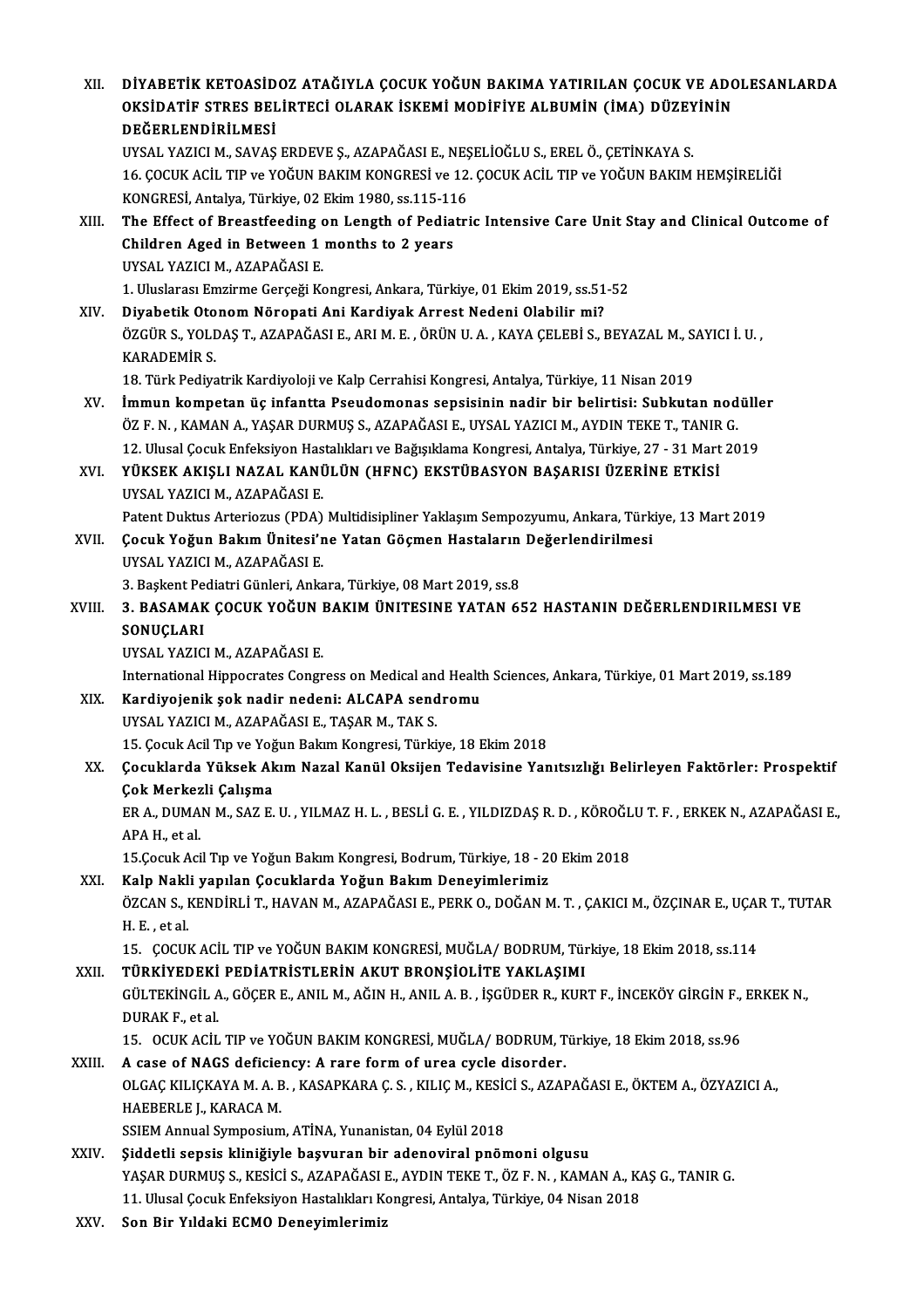XII. **DİYABETİK KETOASİDOZ ATAĞIYLA ÇOCUK YOĞUN BAKIMA YATIRILAN ÇOCUK VE ADOLESANLARDA OKSİDATİF STRES BELİRTECİ OLARAK İSKEMİ MODİFİYE ALBUMİN (İMA) DÜZEYİNİN DEĞERLENDİRİLMESİ**
UYSAL YAZICI M., SAVAŞ ERDEVE Ş., AZAPAĞASI E., NEŞELİOĞLU S., EREL Ö., ÇETİNKAYA S.
16. ÇOCUK ACİL TIP ve YOĞUN BAKIM KONGRESİ ve 12. ÇOCUK ACİL TIP ve YOĞUN BAKIM HEMŞİRELİĞİ KONGRESİ, Antalya, Türkiye, 02 Ekim 1980, ss.115-116

XIII. **The Effect of Breastfeeding on Length of Pediatric Intensive Care Unit Stay and Clinical Outcome of Children Aged in Between 1 months to 2 years**
UYSAL YAZICI M., AZAPAĞASI E.
1. Uluslarası Emzirme Gerçeği Kongresi, Ankara, Türkiye, 01 Ekim 2019, ss.51-52

XIV. **Diyabetik Otonom Nöropati Ani Kardiyak Arrest Nedeni Olabilir mi?**
ÖZGÜR S., YOLDAŞ T., AZAPAĞASI E., ARI M. E. , ÖRÜN U. A. , KAYA ÇELEBİ S., BEYAZAL M., SAYICI İ. U. , KARADEMİR S.
18. Türk Pediyatrik Kardiyoloji ve Kalp Cerrahisi Kongresi, Antalya, Türkiye, 11 Nisan 2019

XV. **İmmun kompetan üç infantta Pseudomonas sepsisinin nadir bir belirtisi: Subkutan nodüller**
ÖZ F. N. , KAMAN A., YAŞAR DURMUŞ S., AZAPAĞASI E., UYSAL YAZICI M., AYDIN TEKE T., TANIR G.
12. Ulusal Çocuk Enfeksiyon Hastalıkları ve Bağışıklama Kongresi, Antalya, Türkiye, 27 - 31 Mart 2019

XVI. **YÜKSEK AKIŞLI NAZAL KANÜLÜN (HFNC) EKSTÜBASYON BAŞARISI ÜZERİNE ETKİSİ**
UYSAL YAZICI M., AZAPAĞASI E.
Patent Duktus Arteriozus (PDA) Multidisipliner Yaklaşım Sempozyumu, Ankara, Türkiye, 13 Mart 2019

XVII. **Çocuk Yoğun Bakım Ünitesi'ne Yatan Göçmen Hastaların Değerlendirilmesi**
UYSAL YAZICI M., AZAPAĞASI E.
3. Başkent Pediatri Günleri, Ankara, Türkiye, 08 Mart 2019, ss.8

XVIII. **3. BASAMAK ÇOCUK YOĞUN BAKIM ÜNITESINE YATAN 652 HASTANIN DEĞERLENDIRILMESI VE SONUÇLARI**
UYSAL YAZICI M., AZAPAĞASI E.
International Hippocrates Congress on Medical and Health Sciences, Ankara, Türkiye, 01 Mart 2019, ss.189

XIX. **Kardiyojenik şok nadir nedeni: ALCAPA sendromu**
UYSAL YAZICI M., AZAPAĞASI E., TAŞAR M., TAK S.
15. Çocuk Acil Tıp ve Yoğun Bakım Kongresi, Türkiye, 18 Ekim 2018

XX. **Çocuklarda Yüksek Akım Nazal Kanül Oksijen Tedavisine Yanıtsızlığı Belirleyen Faktörler: Prospektif Çok Merkezli Çalışma**
ER A., DUMAN M., SAZ E. U. , YILMAZ H. L. , BESLİ G. E. , YILDIZDAŞ R. D. , KÖROĞLU T. F. , ERKEK N., AZAPAĞASI E., APA H., et al.
15.Çocuk Acil Tıp ve Yoğun Bakım Kongresi, Bodrum, Türkiye, 18 - 20 Ekim 2018

XXI. **Kalp Nakli yapılan Çocuklarda Yoğun Bakım Deneyimlerimiz**
ÖZCAN S., KENDİRLİ T., HAVAN M., AZAPAĞASI E., PERK O., DOĞAN M. T. , ÇAKICI M., ÖZÇINAR E., UÇAR T., TUTAR H. E. , et al.
15. ÇOCUK ACİL TIP ve YOĞUN BAKIM KONGRESİ, MUĞLA/ BODRUM, Türkiye, 18 Ekim 2018, ss.114

XXII. **TÜRKİYEDEKİ PEDİATRİSTLERİN AKUT BRONŞİOLİTE YAKLAŞIMI**
GÜLTEKİNGİL A., GÖÇER E., ANIL M., AĞIN H., ANIL A. B. , İŞGÜDER R., KURT F., İNCEKÖY GİRGİN F., ERKEK N., DURAK F., et al.
15. OCUK ACİL TIP ve YOĞUN BAKIM KONGRESİ, MUĞLA/ BODRUM, Türkiye, 18 Ekim 2018, ss.96

XXIII. **A case of NAGS deficiency: A rare form of urea cycle disorder.**
OLGAÇ KILIÇKAYA M. A. B. , KASAPKARA Ç. S. , KILIÇ M., KESİCİ S., AZAPAĞASI E., ÖKTEM A., ÖZYAZICI A., HAEBERLE J., KARACA M.
SSIEM Annual Symposium, ATİNA, Yunanistan, 04 Eylül 2018

XXIV. **Şiddetli sepsis kliniğiyle başvuran bir adenoviral pnömoni olgusu**
YAŞAR DURMUŞ S., KESİCİ S., AZAPAĞASI E., AYDIN TEKE T., ÖZ F. N. , KAMAN A., KAŞ G., TANIR G.
11. Ulusal Çocuk Enfeksiyon Hastalıkları Kongresi, Antalya, Türkiye, 04 Nisan 2018

XXV. **Son Bir Yıldaki ECMO Deneyimlerimiz**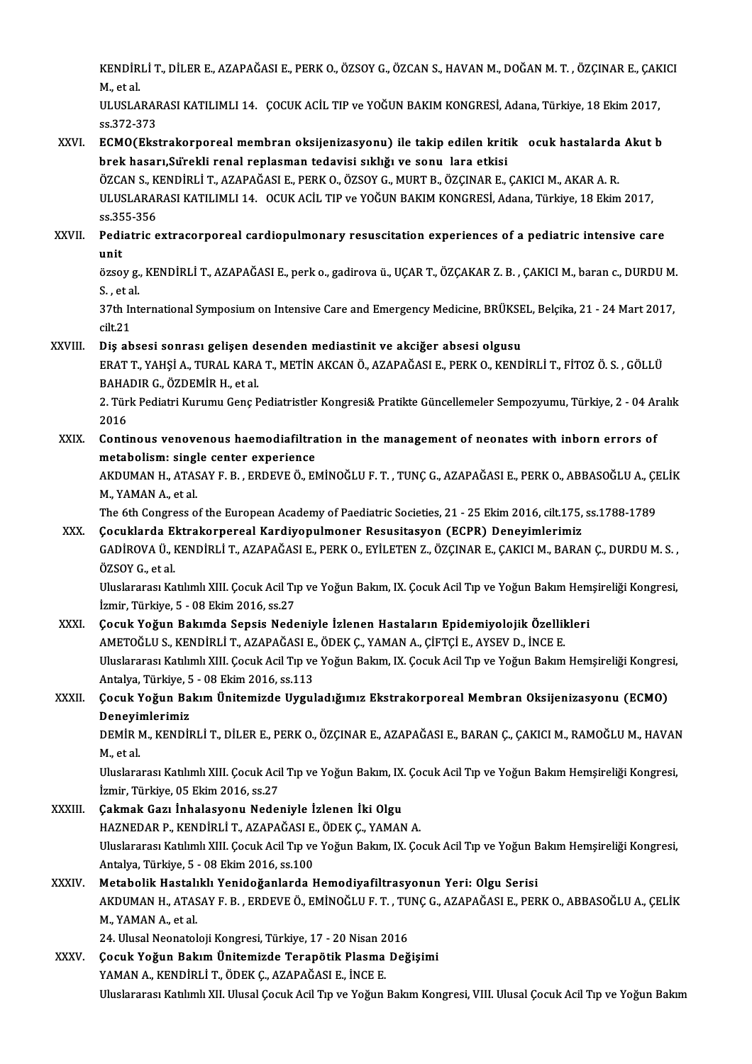KENDİRLİ T., DİLER E., AZAPAĞASI E., PERK O., ÖZSOY G., ÖZCAN S., HAVAN M., DOĞAN M. T. , ÖZÇINAR E., ÇAKICI M., et al.
ULUSLARARASI KATILIMLI 14. ÇOCUK ACİL TIP ve YOĞUN BAKIM KONGRESİ, Adana, Türkiye, 18 Ekim 2017, ss.372-373

XXVI. **ECMO(Ekstrakorporeal membran oksijenizasyonu) ile takip edilen kritik ocuk hastalarda Akut b brek hasarı,Sürekli renal replasman tedavisi sıklığı ve sonu lara etkisi**
ÖZCAN S., KENDİRLİ T., AZAPAĞASI E., PERK O., ÖZSOY G., MURT B., ÖZÇINAR E., ÇAKICI M., AKAR A. R.
ULUSLARARASI KATILIMLI 14. OCUK ACİL TIP ve YOĞUN BAKIM KONGRESİ, Adana, Türkiye, 18 Ekim 2017, ss.355-356

XXVII. **Pediatric extracorporeal cardiopulmonary resuscitation experiences of a pediatric intensive care unit**
özsoy g., KENDİRLİ T., AZAPAĞASI E., perk o., gadirova ü., UÇAR T., ÖZÇAKAR Z. B. , ÇAKICI M., baran c., DURDU M. S. , et al.
37th International Symposium on Intensive Care and Emergency Medicine, BRÜKSEL, Belçika, 21 - 24 Mart 2017, cilt.21

XXVIII. **Diş absesi sonrası gelişen desenden mediastinit ve akciğer absesi olgusu**
ERAT T., YAHŞİ A., TURAL KARA T., METİN AKCAN Ö., AZAPAĞASI E., PERK O., KENDİRLİ T., FİTOZ Ö. S. , GÖLLÜ BAHADIR G., ÖZDEMİR H., et al.
2. Türk Pediatri Kurumu Genç Pediatristler Kongresi& Pratikte Güncellemeler Sempozyumu, Türkiye, 2 - 04 Aralık 2016

XXIX. **Continous venovenous haemodiafiltration in the management of neonates with inborn errors of metabolism: single center experience**
AKDUMAN H., ATASAY F. B. , ERDEVE Ö., EMİNOĞLU F. T. , TUNÇ G., AZAPAĞASI E., PERK O., ABBASOĞLU A., ÇELİK M., YAMAN A., et al.
The 6th Congress of the European Academy of Paediatric Societies, 21 - 25 Ekim 2016, cilt.175, ss.1788-1789

XXX. **Çocuklarda Ektrakorpereal Kardiyopulmoner Resusitasyon (ECPR) Deneyimlerimiz**
GADİROVA Ü., KENDİRLİ T., AZAPAĞASI E., PERK O., EYİLETEN Z., ÖZÇINAR E., ÇAKICI M., BARAN Ç., DURDU M. S. , ÖZSOY G., et al.
Uluslararası Katılımlı XIII. Çocuk Acil Tıp ve Yoğun Bakım, IX. Çocuk Acil Tıp ve Yoğun Bakım Hemşireliği Kongresi, İzmir, Türkiye, 5 - 08 Ekim 2016, ss.27

XXXI. **Çocuk Yoğun Bakımda Sepsis Nedeniyle İzlenen Hastaların Epidemiyolojik Özellikleri**
AMETOĞLU S., KENDİRLİ T., AZAPAĞASI E., ÖDEK Ç., YAMAN A., ÇİFTÇİ E., AYSEV D., İNCE E.
Uluslararası Katılımlı XIII. Çocuk Acil Tıp ve Yoğun Bakım, IX. Çocuk Acil Tıp ve Yoğun Bakım Hemşireliği Kongresi, Antalya, Türkiye, 5 - 08 Ekim 2016, ss.113

XXXII. **Çocuk Yoğun Bakım Ünitemizde Uyguladığımız Ekstrakorporeal Membran Oksijenizasyonu (ECMO) Deneyimlerimiz**
DEMİR M., KENDİRLİ T., DİLER E., PERK O., ÖZÇINAR E., AZAPAĞASI E., BARAN Ç., ÇAKICI M., RAMOĞLU M., HAVAN M., et al.
Uluslararası Katılımlı XIII. Çocuk Acil Tıp ve Yoğun Bakım, IX. Çocuk Acil Tıp ve Yoğun Bakım Hemşireliği Kongresi, İzmir, Türkiye, 05 Ekim 2016, ss.27

XXXIII. **Çakmak Gazı İnhalasyonu Nedeniyle İzlenen İki Olgu**
HAZNEDAR P., KENDİRLİ T., AZAPAĞASI E., ÖDEK Ç., YAMAN A.
Uluslararası Katılımlı XIII. Çocuk Acil Tıp ve Yoğun Bakım, IX. Çocuk Acil Tıp ve Yoğun Bakım Hemşireliği Kongresi, Antalya, Türkiye, 5 - 08 Ekim 2016, ss.100

XXXIV. **Metabolik Hastalıklı Yenidoğanlarda Hemodiyafiltrasyonun Yeri: Olgu Serisi**
AKDUMAN H., ATASAY F. B. , ERDEVE Ö., EMİNOĞLU F. T. , TUNÇ G., AZAPAĞASI E., PERK O., ABBASOĞLU A., ÇELİK M., YAMAN A., et al.
24. Ulusal Neonatoloji Kongresi, Türkiye, 17 - 20 Nisan 2016

XXXV. **Çocuk Yoğun Bakım Ünitemizde Terapötik Plasma Değişimi**
YAMAN A., KENDİRLİ T., ÖDEK Ç., AZAPAĞASI E., İNCE E.
Uluslararası Katılımlı XII. Ulusal Çocuk Acil Tıp ve Yoğun Bakım Kongresi, VIII. Ulusal Çocuk Acil Tıp ve Yoğun Bakım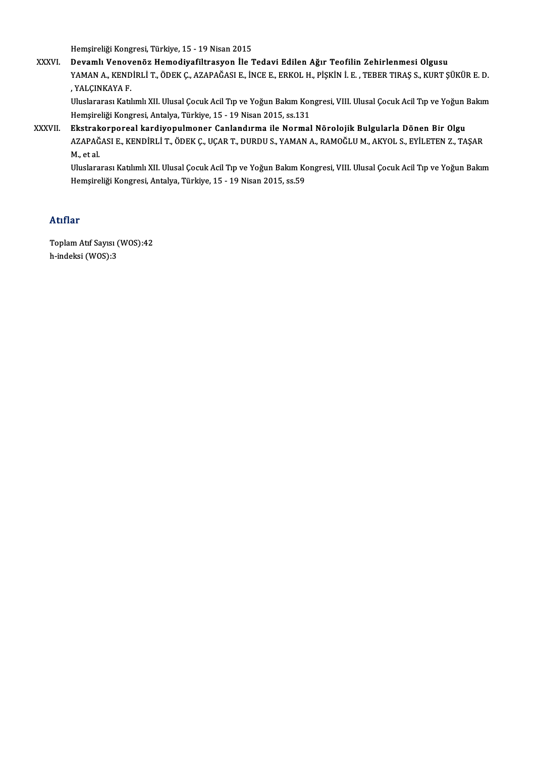Hemşireliği Kongresi, Türkiye, 15 - 19 Nisan 2015

XXXVI. **Devamlı Venovenöz Hemodiyafiltrasyon İle Tedavi Edilen Ağır Teofilin Zehirlenmesi Olgusu**
YAMAN A., KENDİRLİ T., ÖDEK Ç., AZAPAĞASI E., İNCE E., ERKOL H., PİŞKİN İ. E. , TEBER TIRAŞ S., KURT ŞÜKÜR E. D. , YALÇINKAYA F.
Uluslararası Katılımlı XII. Ulusal Çocuk Acil Tıp ve Yoğun Bakım Kongresi, VIII. Ulusal Çocuk Acil Tıp ve Yoğun Bakım Hemşireliği Kongresi, Antalya, Türkiye, 15 - 19 Nisan 2015, ss.131

XXXVII. **Ekstrakorporeal kardiyopulmoner Canlandırma ile Normal Nörolojik Bulgularla Dönen Bir Olgu**
AZAPAĞASI E., KENDİRLİ T., ÖDEK Ç., UÇAR T., DURDU S., YAMAN A., RAMOĞLU M., AKYOL S., EYİLETEN Z., TAŞAR M., et al.
Uluslararası Katılımlı XII. Ulusal Çocuk Acil Tıp ve Yoğun Bakım Kongresi, VIII. Ulusal Çocuk Acil Tıp ve Yoğun Bakım Hemşireliği Kongresi, Antalya, Türkiye, 15 - 19 Nisan 2015, ss.59

## Atıflar

Toplam Atıf Sayısı (WOS):42
h-indeksi (WOS):3